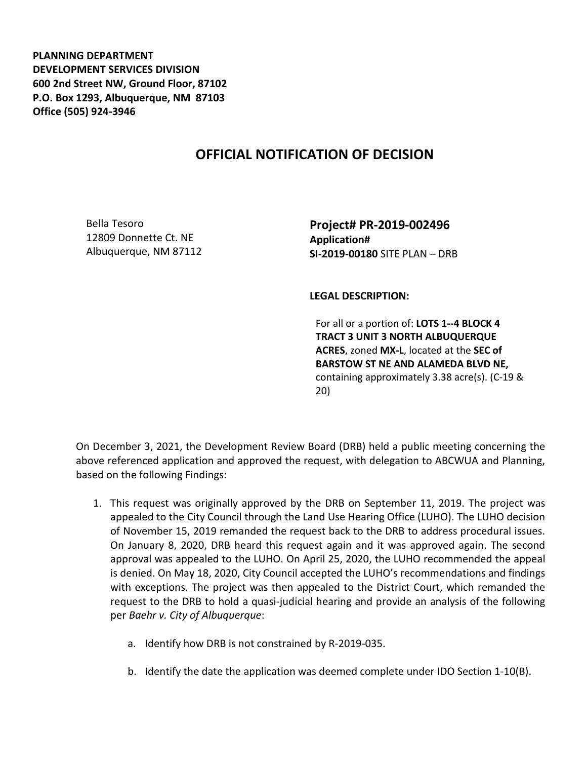**PLANNING DEPARTMENT**
**DEVELOPMENT SERVICES DIVISION**
**600 2nd Street NW, Ground Floor, 87102**
**P.O. Box 1293, Albuquerque, NM 87103**
**Office (505) 924-3946**

# OFFICIAL NOTIFICATION OF DECISION

Bella Tesoro
12809 Donnette Ct. NE
Albuquerque, NM 87112

**Project# PR-2019-002496**
**Application#**
**SI-2019-00180** SITE PLAN – DRB

**LEGAL DESCRIPTION:**

For all or a portion of: **LOTS 1--4 BLOCK 4 TRACT 3 UNIT 3 NORTH ALBUQUERQUE ACRES**, zoned **MX-L**, located at the **SEC of BARSTOW ST NE AND ALAMEDA BLVD NE,** containing approximately 3.38 acre(s). (C-19 & 20)

On December 3, 2021, the Development Review Board (DRB) held a public meeting concerning the above referenced application and approved the request, with delegation to ABCWUA and Planning, based on the following Findings:

1. This request was originally approved by the DRB on September 11, 2019. The project was appealed to the City Council through the Land Use Hearing Office (LUHO). The LUHO decision of November 15, 2019 remanded the request back to the DRB to address procedural issues. On January 8, 2020, DRB heard this request again and it was approved again. The second approval was appealed to the LUHO. On April 25, 2020, the LUHO recommended the appeal is denied. On May 18, 2020, City Council accepted the LUHO's recommendations and findings with exceptions. The project was then appealed to the District Court, which remanded the request to the DRB to hold a quasi-judicial hearing and provide an analysis of the following per *Baehr v. City of Albuquerque*:

    a. Identify how DRB is not constrained by R-2019-035.

    b. Identify the date the application was deemed complete under IDO Section 1-10(B).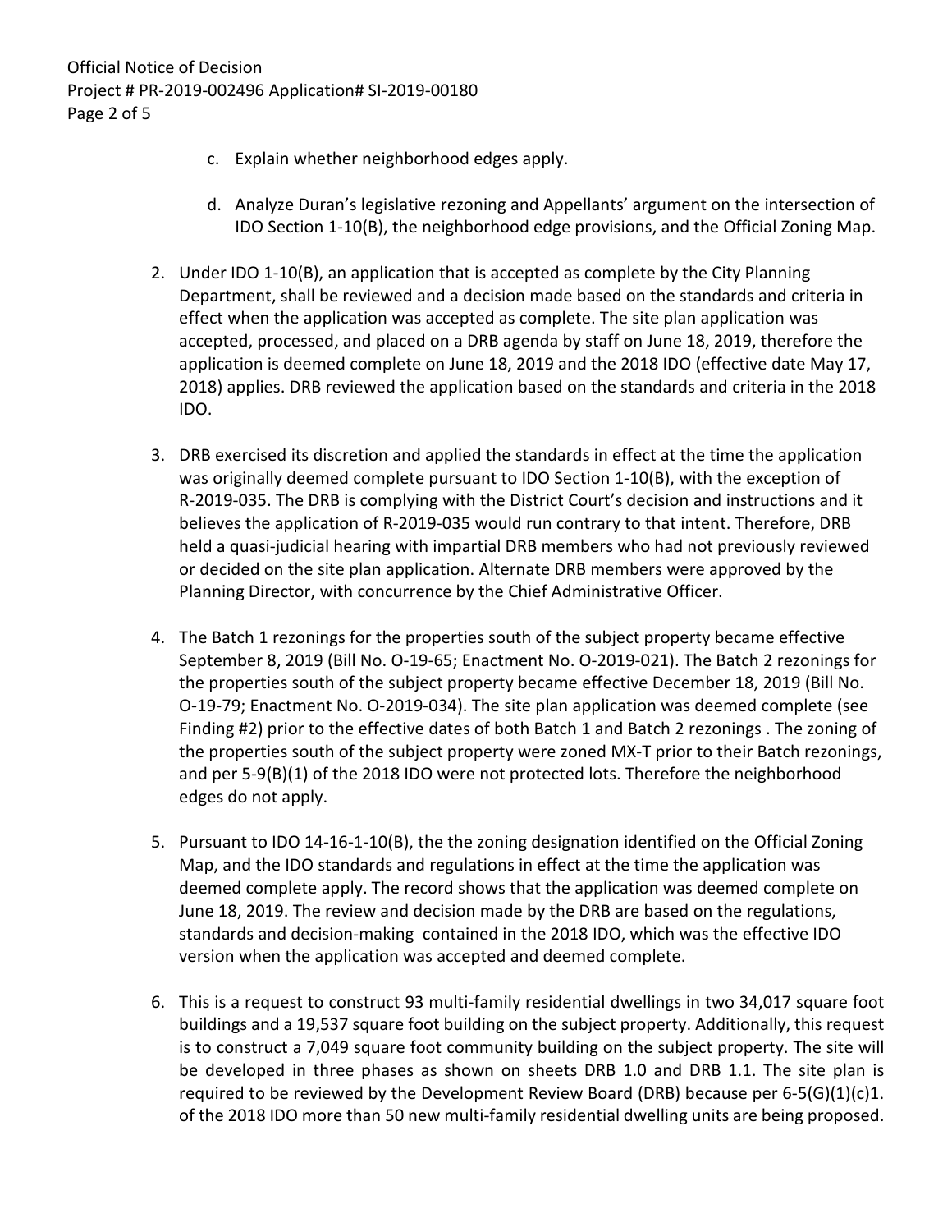c. Explain whether neighborhood edges apply.

   d. Analyze Duran's legislative rezoning and Appellants' argument on the intersection of IDO Section 1-10(B), the neighborhood edge provisions, and the Official Zoning Map.

2. Under IDO 1-10(B), an application that is accepted as complete by the City Planning Department, shall be reviewed and a decision made based on the standards and criteria in effect when the application was accepted as complete. The site plan application was accepted, processed, and placed on a DRB agenda by staff on June 18, 2019, therefore the application is deemed complete on June 18, 2019 and the 2018 IDO (effective date May 17, 2018) applies. DRB reviewed the application based on the standards and criteria in the 2018 IDO.

3. DRB exercised its discretion and applied the standards in effect at the time the application was originally deemed complete pursuant to IDO Section 1-10(B), with the exception of R-2019-035. The DRB is complying with the District Court's decision and instructions and it believes the application of R-2019-035 would run contrary to that intent. Therefore, DRB held a quasi-judicial hearing with impartial DRB members who had not previously reviewed or decided on the site plan application. Alternate DRB members were approved by the Planning Director, with concurrence by the Chief Administrative Officer.

4. The Batch 1 rezonings for the properties south of the subject property became effective September 8, 2019 (Bill No. O-19-65; Enactment No. O-2019-021). The Batch 2 rezonings for the properties south of the subject property became effective December 18, 2019 (Bill No. O-19-79; Enactment No. O-2019-034). The site plan application was deemed complete (see Finding #2) prior to the effective dates of both Batch 1 and Batch 2 rezonings . The zoning of the properties south of the subject property were zoned MX-T prior to their Batch rezonings, and per 5-9(B)(1) of the 2018 IDO were not protected lots. Therefore the neighborhood edges do not apply.

5. Pursuant to IDO 14-16-1-10(B), the the zoning designation identified on the Official Zoning Map, and the IDO standards and regulations in effect at the time the application was deemed complete apply. The record shows that the application was deemed complete on June 18, 2019. The review and decision made by the DRB are based on the regulations, standards and decision-making contained in the 2018 IDO, which was the effective IDO version when the application was accepted and deemed complete.

6. This is a request to construct 93 multi-family residential dwellings in two 34,017 square foot buildings and a 19,537 square foot building on the subject property. Additionally, this request is to construct a 7,049 square foot community building on the subject property. The site will be developed in three phases as shown on sheets DRB 1.0 and DRB 1.1. The site plan is required to be reviewed by the Development Review Board (DRB) because per 6-5(G)(1)(c)1. of the 2018 IDO more than 50 new multi-family residential dwelling units are being proposed.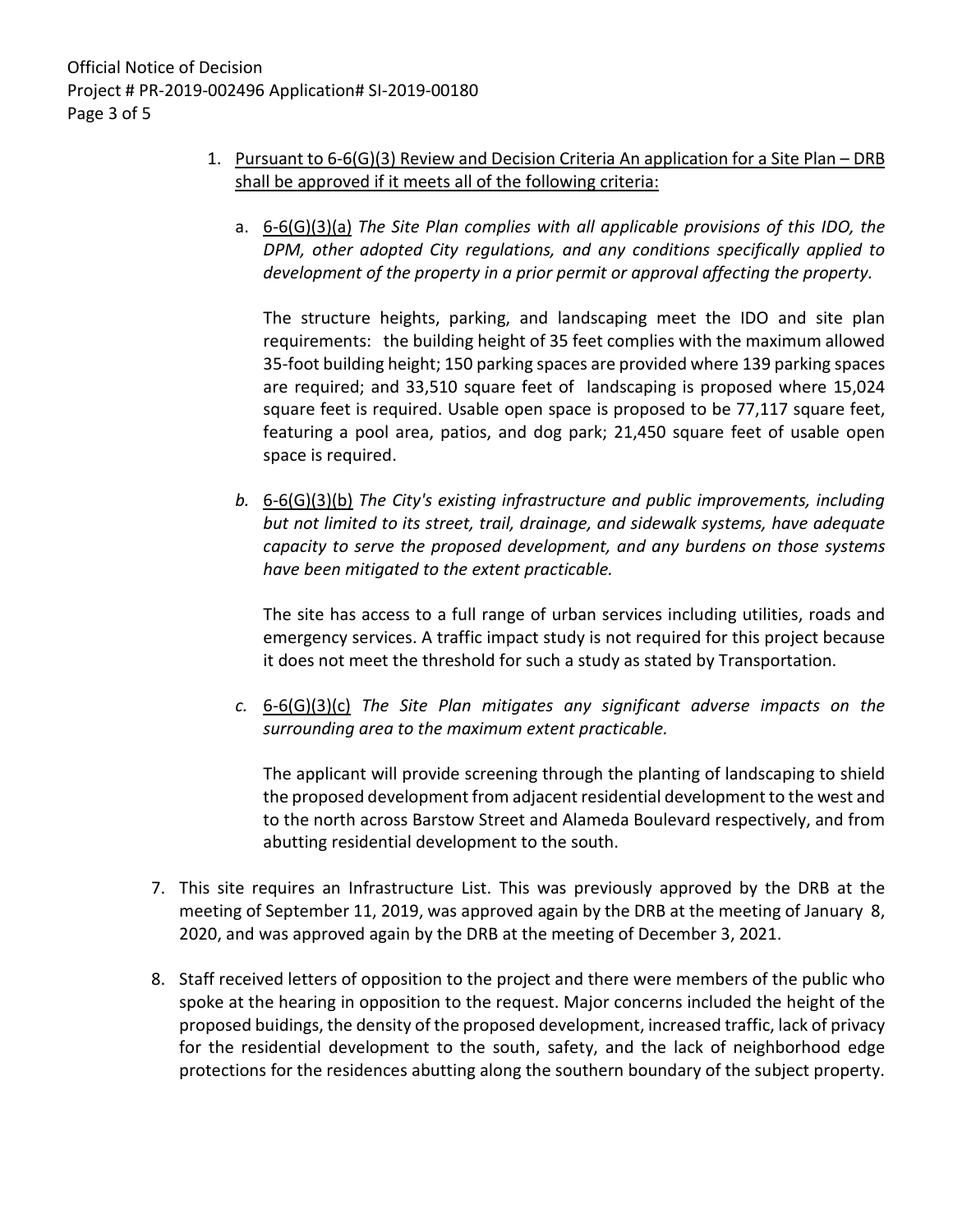1. <u>Pursuant to 6-6(G)(3) Review and Decision Criteria An application for a Site Plan – DRB shall be approved if it meets all of the following criteria:</u>

   a. <u>6-6(G)(3)(a)</u> *The Site Plan complies with all applicable provisions of this IDO, the DPM, other adopted City regulations, and any conditions specifically applied to development of the property in a prior permit or approval affecting the property.*

      The structure heights, parking, and landscaping meet the IDO and site plan requirements: the building height of 35 feet complies with the maximum allowed 35-foot building height; 150 parking spaces are provided where 139 parking spaces are required; and 33,510 square feet of landscaping is proposed where 15,024 square feet is required. Usable open space is proposed to be 77,117 square feet, featuring a pool area, patios, and dog park; 21,450 square feet of usable open space is required.

   *b.* <u>6-6(G)(3)(b)</u> *The City's existing infrastructure and public improvements, including but not limited to its street, trail, drainage, and sidewalk systems, have adequate capacity to serve the proposed development, and any burdens on those systems have been mitigated to the extent practicable.*

      The site has access to a full range of urban services including utilities, roads and emergency services. A traffic impact study is not required for this project because it does not meet the threshold for such a study as stated by Transportation.

   *c.* <u>6-6(G)(3)(c)</u> *The Site Plan mitigates any significant adverse impacts on the surrounding area to the maximum extent practicable.*

      The applicant will provide screening through the planting of landscaping to shield the proposed development from adjacent residential development to the west and to the north across Barstow Street and Alameda Boulevard respectively, and from abutting residential development to the south.

7. This site requires an Infrastructure List. This was previously approved by the DRB at the meeting of September 11, 2019, was approved again by the DRB at the meeting of January 8, 2020, and was approved again by the DRB at the meeting of December 3, 2021.

8. Staff received letters of opposition to the project and there were members of the public who spoke at the hearing in opposition to the request. Major concerns included the height of the proposed buidings, the density of the proposed development, increased traffic, lack of privacy for the residential development to the south, safety, and the lack of neighborhood edge protections for the residences abutting along the southern boundary of the subject property.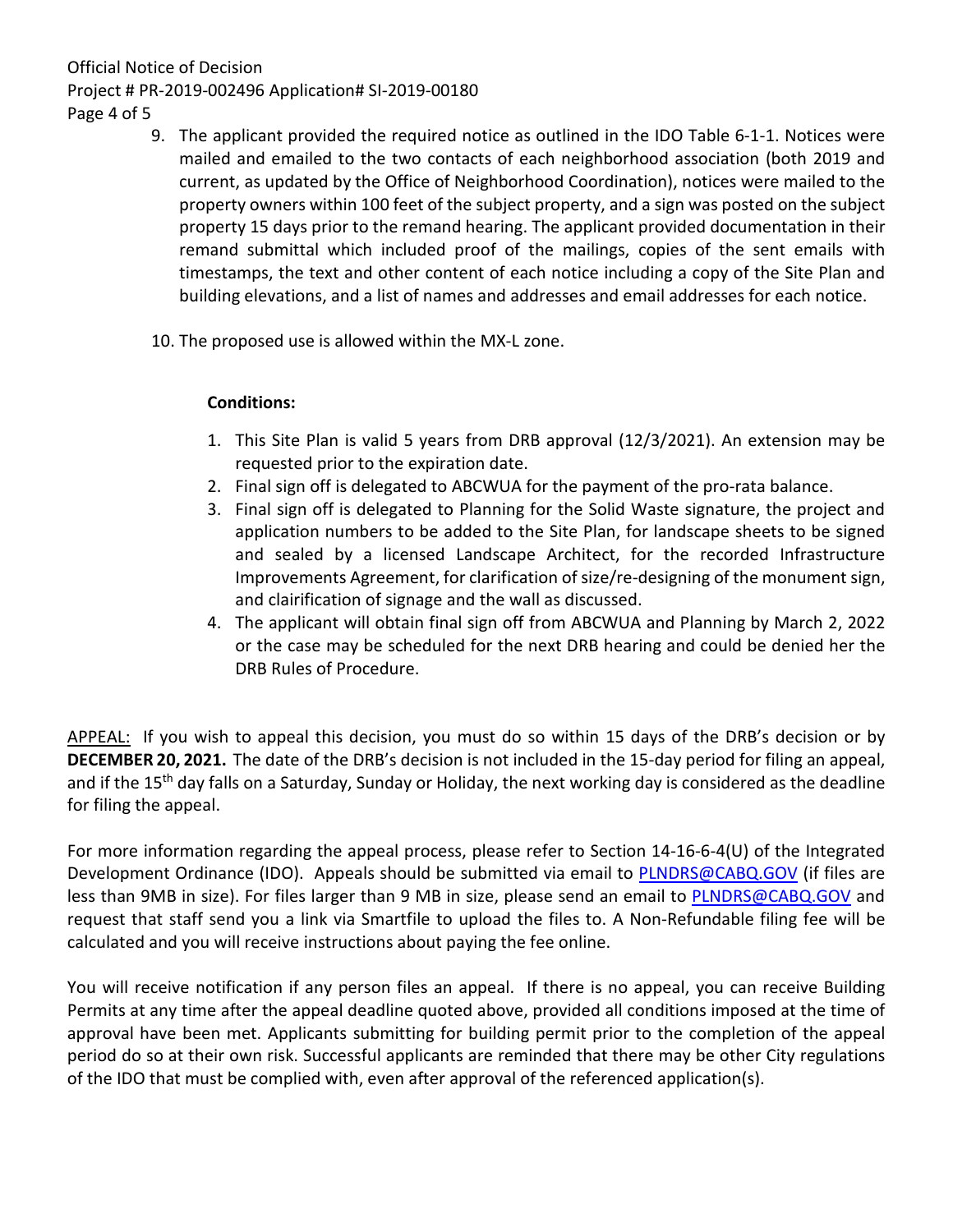9. The applicant provided the required notice as outlined in the IDO Table 6-1-1. Notices were mailed and emailed to the two contacts of each neighborhood association (both 2019 and current, as updated by the Office of Neighborhood Coordination), notices were mailed to the property owners within 100 feet of the subject property, and a sign was posted on the subject property 15 days prior to the remand hearing. The applicant provided documentation in their remand submittal which included proof of the mailings, copies of the sent emails with timestamps, the text and other content of each notice including a copy of the Site Plan and building elevations, and a list of names and addresses and email addresses for each notice.

10. The proposed use is allowed within the MX-L zone.

**Conditions:**

1. This Site Plan is valid 5 years from DRB approval (12/3/2021). An extension may be requested prior to the expiration date.
2. Final sign off is delegated to ABCWUA for the payment of the pro-rata balance.
3. Final sign off is delegated to Planning for the Solid Waste signature, the project and application numbers to be added to the Site Plan, for landscape sheets to be signed and sealed by a licensed Landscape Architect, for the recorded Infrastructure Improvements Agreement, for clarification of size/re-designing of the monument sign, and clairification of signage and the wall as discussed.
4. The applicant will obtain final sign off from ABCWUA and Planning by March 2, 2022 or the case may be scheduled for the next DRB hearing and could be denied her the DRB Rules of Procedure.

APPEAL: If you wish to appeal this decision, you must do so within 15 days of the DRB's decision or by **DECEMBER 20, 2021.** The date of the DRB's decision is not included in the 15-day period for filing an appeal, and if the 15th day falls on a Saturday, Sunday or Holiday, the next working day is considered as the deadline for filing the appeal.

For more information regarding the appeal process, please refer to Section 14-16-6-4(U) of the Integrated Development Ordinance (IDO). Appeals should be submitted via email to PLNDRS@CABQ.GOV (if files are less than 9MB in size). For files larger than 9 MB in size, please send an email to PLNDRS@CABQ.GOV and request that staff send you a link via Smartfile to upload the files to. A Non-Refundable filing fee will be calculated and you will receive instructions about paying the fee online.

You will receive notification if any person files an appeal. If there is no appeal, you can receive Building Permits at any time after the appeal deadline quoted above, provided all conditions imposed at the time of approval have been met. Applicants submitting for building permit prior to the completion of the appeal period do so at their own risk. Successful applicants are reminded that there may be other City regulations of the IDO that must be complied with, even after approval of the referenced application(s).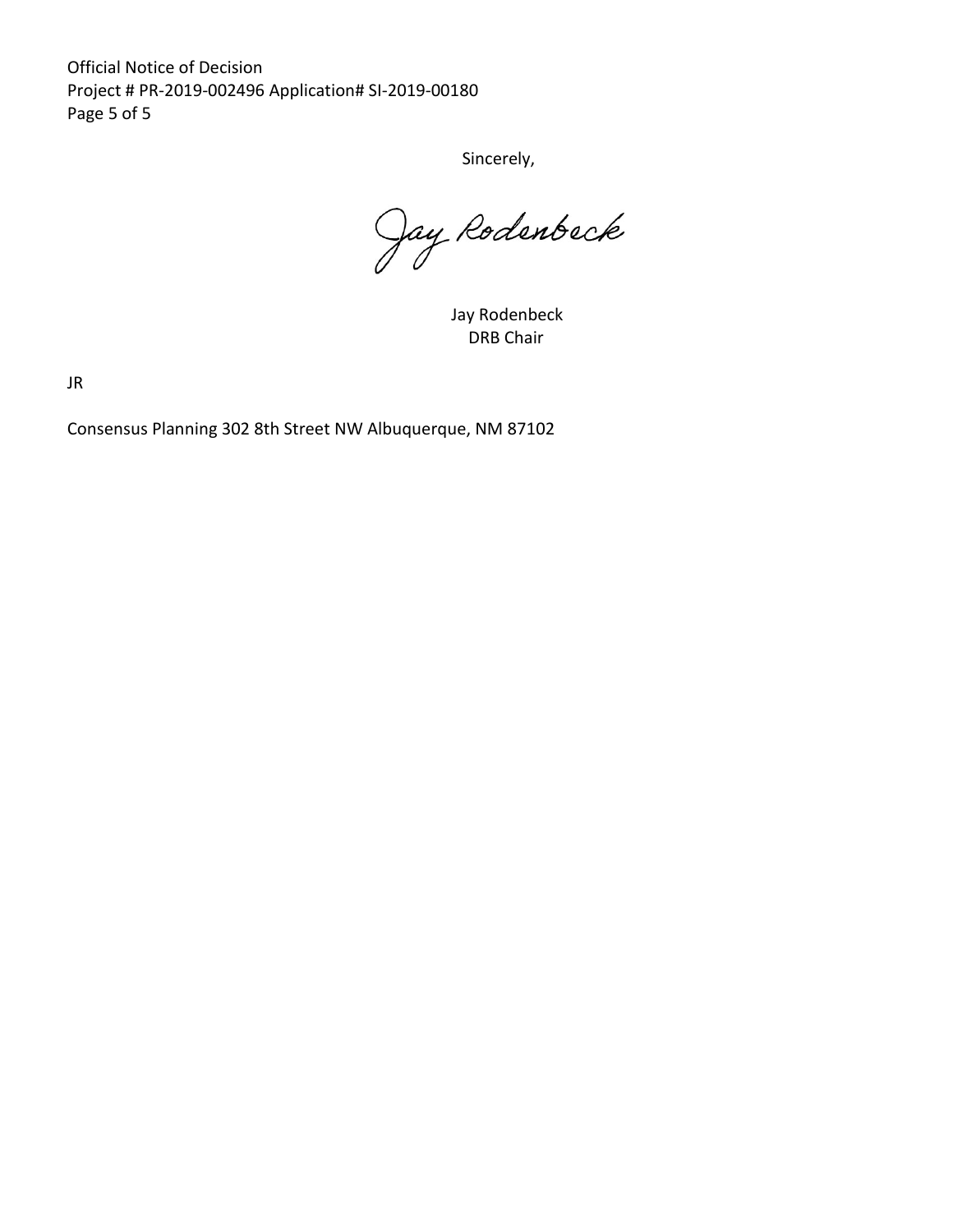Sincerely,

Jay Rodenbeck

Jay Rodenbeck
DRB Chair

JR

Consensus Planning 302 8th Street NW Albuquerque, NM 87102